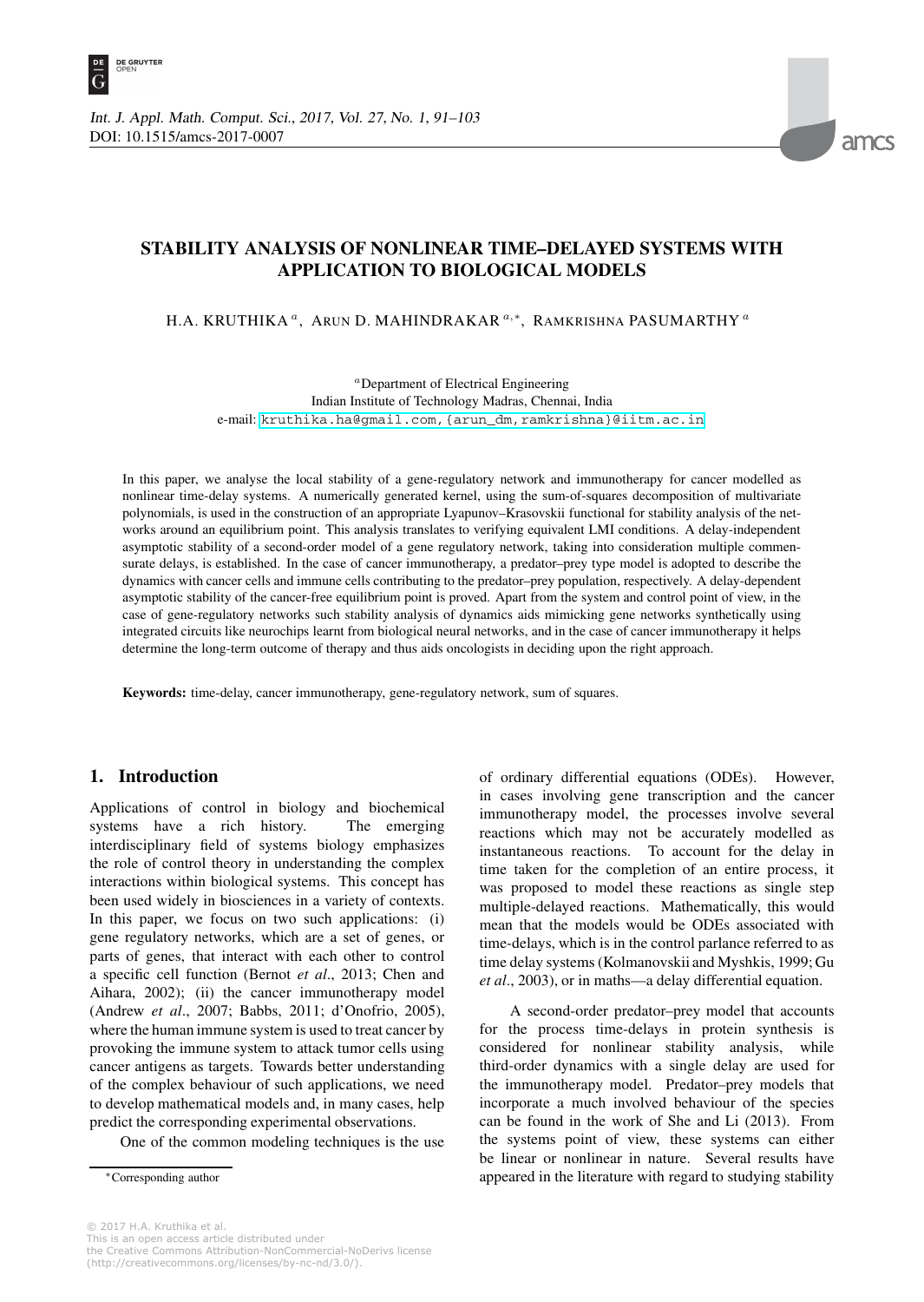# STABILITY ANALYSIS OF NONLINEAR TIME–DELAYED SYSTEMS WITH APPLICATION TO BIOLOGICAL MODELS

H.A. KRUTHIKA [a], ARUN D. MAHINDRAKAR [a,*], RAMKRISHNA PASUMARTHY [a]

[a] Department of Electrical Engineering
Indian Institute of Technology Madras, Chennai, India
e-mail: kruthika.ha@gmail.com, {arun_dm, ramkrishna}@iitm.ac.in

In this paper, we analyse the local stability of a gene-regulatory network and immunotherapy for cancer modelled as nonlinear time-delay systems. A numerically generated kernel, using the sum-of-squares decomposition of multivariate polynomials, is used in the construction of an appropriate Lyapunov–Krasovskii functional for stability analysis of the networks around an equilibrium point. This analysis translates to verifying equivalent LMI conditions. A delay-independent asymptotic stability of a second-order model of a gene regulatory network, taking into consideration multiple commensurate delays, is established. In the case of cancer immunotherapy, a predator–prey type model is adopted to describe the dynamics with cancer cells and immune cells contributing to the predator–prey population, respectively. A delay-dependent asymptotic stability of the cancer-free equilibrium point is proved. Apart from the system and control point of view, in the case of gene-regulatory networks such stability analysis of dynamics aids mimicking gene networks synthetically using integrated circuits like neurochips learnt from biological neural networks, and in the case of cancer immunotherapy it helps determine the long-term outcome of therapy and thus aids oncologists in deciding upon the right approach.

**Keywords:** time-delay, cancer immunotherapy, gene-regulatory network, sum of squares.

## 1. Introduction

Applications of control in biology and biochemical systems have a rich history. The emerging interdisciplinary field of systems biology emphasizes the role of control theory in understanding the complex interactions within biological systems. This concept has been used widely in biosciences in a variety of contexts. In this paper, we focus on two such applications: (i) gene regulatory networks, which are a set of genes, or parts of genes, that interact with each other to control a specific cell function (Bernot *et al*., 2013; Chen and Aihara, 2002); (ii) the cancer immunotherapy model (Andrew *et al*., 2007; Babbs, 2011; d'Onofrio, 2005), where the human immune system is used to treat cancer by provoking the immune system to attack tumor cells using cancer antigens as targets. Towards better understanding of the complex behaviour of such applications, we need to develop mathematical models and, in many cases, help predict the corresponding experimental observations.

One of the common modeling techniques is the use of ordinary differential equations (ODEs). However, in cases involving gene transcription and the cancer immunotherapy model, the processes involve several reactions which may not be accurately modelled as instantaneous reactions. To account for the delay in time taken for the completion of an entire process, it was proposed to model these reactions as single step multiple-delayed reactions. Mathematically, this would mean that the models would be ODEs associated with time-delays, which is in the control parlance referred to as time delay systems (Kolmanovskii and Myshkis, 1999; Gu *et al*., 2003), or in maths—a delay differential equation.

A second-order predator–prey model that accounts for the process time-delays in protein synthesis is considered for nonlinear stability analysis, while third-order dynamics with a single delay are used for the immunotherapy model. Predator–prey models that incorporate a much involved behaviour of the species can be found in the work of She and Li (2013). From the systems point of view, these systems can either be linear or nonlinear in nature. Several results have appeared in the literature with regard to studying stability

*Corresponding author

© 2017 H.A. Kruthika et al.
This is an open access article distributed under the Creative Commons Attribution-NonCommercial-NoDerivs license (http://creativecommons.org/licenses/by-nc-nd/3.0/).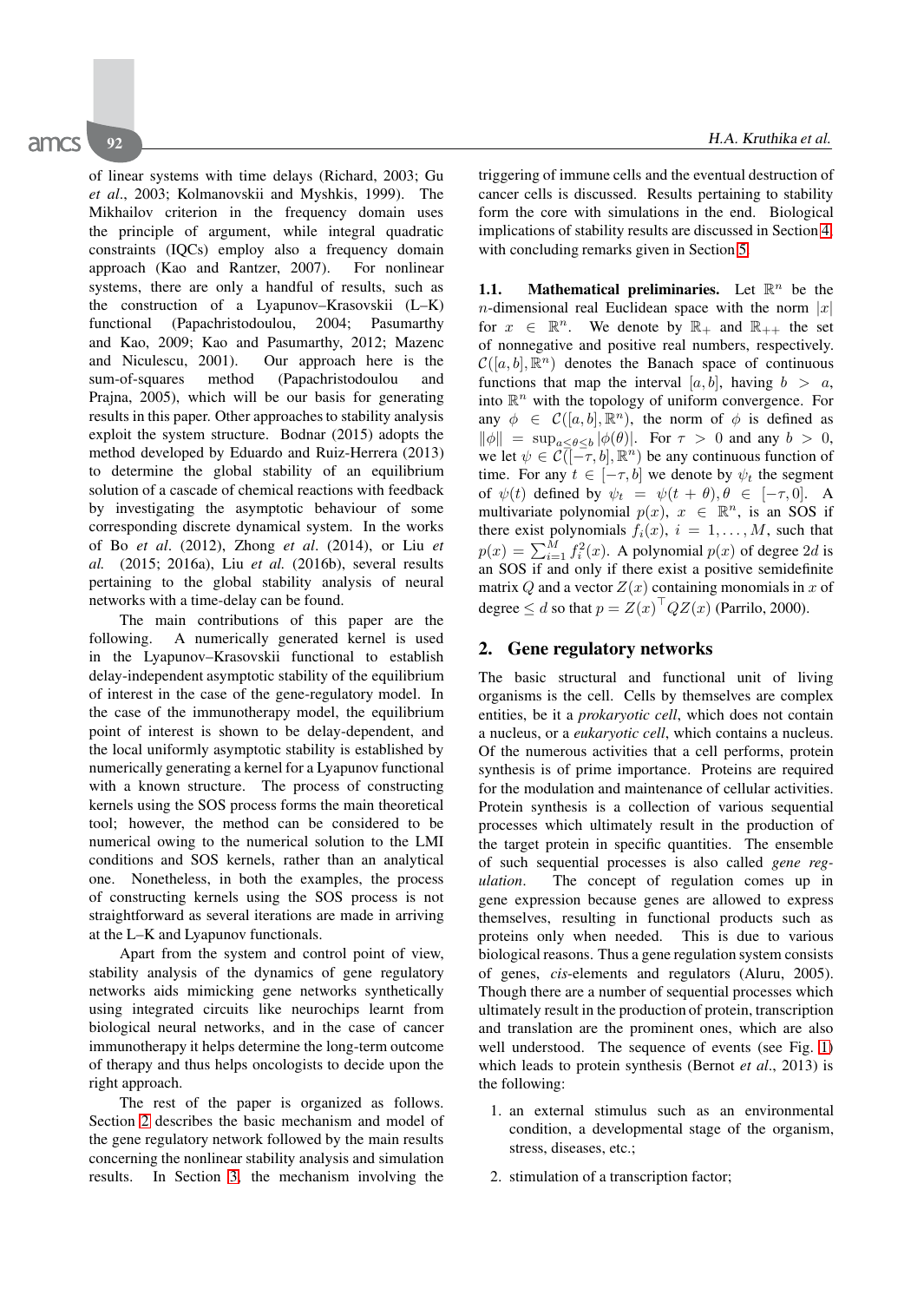of linear systems with time delays (Richard, 2003; Gu *et al*., 2003; Kolmanovskii and Myshkis, 1999). The Mikhailov criterion in the frequency domain uses the principle of argument, while integral quadratic constraints (IQCs) employ also a frequency domain approach (Kao and Rantzer, 2007). For nonlinear systems, there are only a handful of results, such as the construction of a Lyapunov–Krasovskii (L–K) functional (Papachristodoulou, 2004; Pasumarthy and Kao, 2009; Kao and Pasumarthy, 2012; Mazenc and Niculescu, 2001). Our approach here is the sum-of-squares method (Papachristodoulou and Prajna, 2005), which will be our basis for generating results in this paper. Other approaches to stability analysis exploit the system structure. Bodnar (2015) adopts the method developed by Eduardo and Ruiz-Herrera (2013) to determine the global stability of an equilibrium solution of a cascade of chemical reactions with feedback by investigating the asymptotic behaviour of some corresponding discrete dynamical system. In the works of Bo *et al*. (2012), Zhong *et al*. (2014), or Liu *et al.* (2015; 2016a), Liu *et al.* (2016b), several results pertaining to the global stability analysis of neural networks with a time-delay can be found.

The main contributions of this paper are the following. A numerically generated kernel is used in the Lyapunov–Krasovskii functional to establish delay-independent asymptotic stability of the equilibrium of interest in the case of the gene-regulatory model. In the case of the immunotherapy model, the equilibrium point of interest is shown to be delay-dependent, and the local uniformly asymptotic stability is established by numerically generating a kernel for a Lyapunov functional with a known structure. The process of constructing kernels using the SOS process forms the main theoretical tool; however, the method can be considered to be numerical owing to the numerical solution to the LMI conditions and SOS kernels, rather than an analytical one. Nonetheless, in both the examples, the process of constructing kernels using the SOS process is not straightforward as several iterations are made in arriving at the L–K and Lyapunov functionals.

Apart from the system and control point of view, stability analysis of the dynamics of gene regulatory networks aids mimicking gene networks synthetically using integrated circuits like neurochips learnt from biological neural networks, and in the case of cancer immunotherapy it helps determine the long-term outcome of therapy and thus helps oncologists to decide upon the right approach.

The rest of the paper is organized as follows. Section 2 describes the basic mechanism and model of the gene regulatory network followed by the main results concerning the nonlinear stability analysis and simulation results. In Section 3, the mechanism involving the triggering of immune cells and the eventual destruction of cancer cells is discussed. Results pertaining to stability form the core with simulations in the end. Biological implications of stability results are discussed in Section 4 with concluding remarks given in Section 5.

**1.1. Mathematical preliminaries.** Let $\mathbb{R}^n$ be the $n$-dimensional real Euclidean space with the norm $|x|$ for $x \in \mathbb{R}^n$. We denote by $\mathbb{R}_+$ and $\mathbb{R}_{++}$ the set of nonnegative and positive real numbers, respectively. $\mathcal{C}([a,b],\mathbb{R}^n)$ denotes the Banach space of continuous functions that map the interval $[a,b]$, having $b > a$, into $\mathbb{R}^n$ with the topology of uniform convergence. For any $\phi \in \mathcal{C}([a,b],\mathbb{R}^n)$, the norm of $\phi$ is defined as $\|\phi\| = \sup_{a\le\theta\le b}|\phi(\theta)|$. For $\tau > 0$ and any $b > 0$, we let $\psi \in \mathcal{C}([-\tau,b],\mathbb{R}^n)$ be any continuous function of time. For any $t \in [-\tau,b]$ we denote by $\psi_t$ the segment of $\psi(t)$ defined by $\psi_t = \psi(t+\theta), \theta \in [-\tau,0]$. A multivariate polynomial $p(x)$, $x \in \mathbb{R}^n$, is an SOS if there exist polynomials $f_i(x)$, $i = 1,\dots,M$, such that $p(x) = \sum_{i=1}^{M} f_i^2(x)$. A polynomial $p(x)$ of degree $2d$ is an SOS if and only if there exist a positive semidefinite matrix $Q$ and a vector $Z(x)$ containing monomials in $x$ of degree $\le d$ so that $p = Z(x)^\top Q Z(x)$ (Parrilo, 2000).

## 2. Gene regulatory networks

The basic structural and functional unit of living organisms is the cell. Cells by themselves are complex entities, be it a *prokaryotic cell*, which does not contain a nucleus, or a *eukaryotic cell*, which contains a nucleus. Of the numerous activities that a cell performs, protein synthesis is of prime importance. Proteins are required for the modulation and maintenance of cellular activities. Protein synthesis is a collection of various sequential processes which ultimately result in the production of the target protein in specific quantities. The ensemble of such sequential processes is also called *gene regulation*. The concept of regulation comes up in gene expression because genes are allowed to express themselves, resulting in functional products such as proteins only when needed. This is due to various biological reasons. Thus a gene regulation system consists of genes, *cis*-elements and regulators (Aluru, 2005). Though there are a number of sequential processes which ultimately result in the production of protein, transcription and translation are the prominent ones, which are also well understood. The sequence of events (see Fig. 1) which leads to protein synthesis (Bernot *et al*., 2013) is the following:

1. an external stimulus such as an environmental condition, a developmental stage of the organism, stress, diseases, etc.;

2. stimulation of a transcription factor;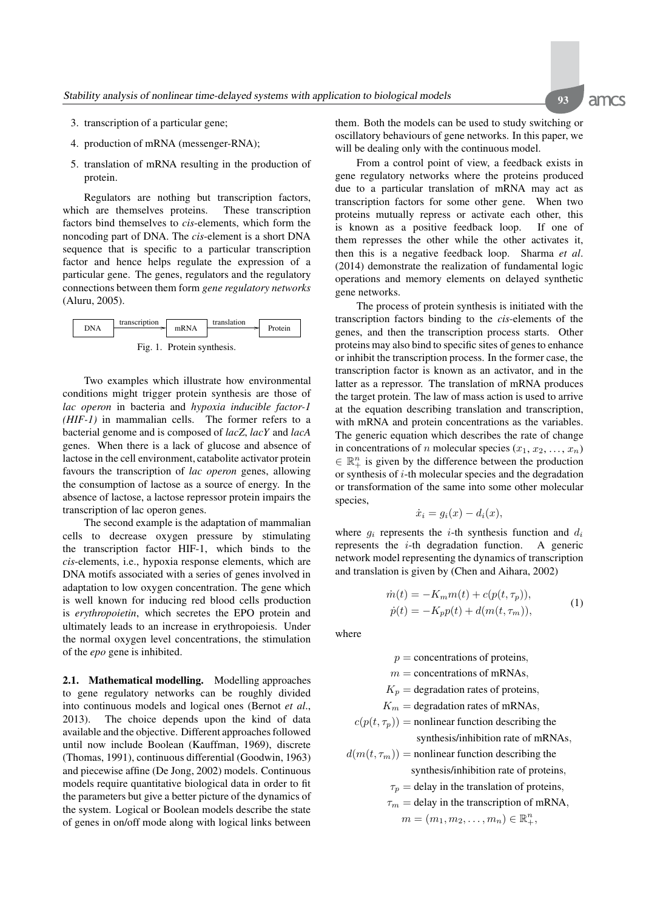3. transcription of a particular gene;
4. production of mRNA (messenger-RNA);
5. translation of mRNA resulting in the production of protein.

Regulators are nothing but transcription factors, which are themselves proteins. These transcription factors bind themselves to *cis*-elements, which form the noncoding part of DNA. The *cis*-element is a short DNA sequence that is specific to a particular transcription factor and hence helps regulate the expression of a particular gene. The genes, regulators and the regulatory connections between them form *gene regulatory networks* (Aluru, 2005).

DNA —transcription→ mRNA —translation→ Protein

Fig. 1. Protein synthesis.

Two examples which illustrate how environmental conditions might trigger protein synthesis are those of *lac operon* in bacteria and *hypoxia inducible factor-1 (HIF-1)* in mammalian cells. The former refers to a bacterial genome and is composed of *lacZ*, *lacY* and *lacA* genes. When there is a lack of glucose and absence of lactose in the cell environment, catabolite activator protein favours the transcription of *lac operon* genes, allowing the consumption of lactose as a source of energy. In the absence of lactose, a lactose repressor protein impairs the transcription of lac operon genes.

The second example is the adaptation of mammalian cells to decrease oxygen pressure by stimulating the transcription factor HIF-1, which binds to the *cis*-elements, i.e., hypoxia response elements, which are DNA motifs associated with a series of genes involved in adaptation to low oxygen concentration. The gene which is well known for inducing red blood cells production is *erythropoietin*, which secretes the EPO protein and ultimately leads to an increase in erythropoiesis. Under the normal oxygen level concentrations, the stimulation of the *epo* gene is inhibited.

**2.1. Mathematical modelling.** Modelling approaches to gene regulatory networks can be roughly divided into continuous models and logical ones (Bernot *et al*., 2013). The choice depends upon the kind of data available and the objective. Different approaches followed until now include Boolean (Kauffman, 1969), discrete (Thomas, 1991), continuous differential (Goodwin, 1963) and piecewise affine (De Jong, 2002) models. Continuous models require quantitative biological data in order to fit the parameters but give a better picture of the dynamics of the system. Logical or Boolean models describe the state of genes in on/off mode along with logical links between them. Both the models can be used to study switching or oscillatory behaviours of gene networks. In this paper, we will be dealing only with the continuous model.

From a control point of view, a feedback exists in gene regulatory networks where the proteins produced due to a particular translation of mRNA may act as transcription factors for some other gene. When two proteins mutually repress or activate each other, this is known as a positive feedback loop. If one of them represses the other while the other activates it, then this is a negative feedback loop. Sharma *et al*. (2014) demonstrate the realization of fundamental logic operations and memory elements on delayed synthetic gene networks.

The process of protein synthesis is initiated with the transcription factors binding to the *cis*-elements of the genes, and then the transcription process starts. Other proteins may also bind to specific sites of genes to enhance or inhibit the transcription process. In the former case, the transcription factor is known as an activator, and in the latter as a repressor. The translation of mRNA produces the target protein. The law of mass action is used to arrive at the equation describing translation and transcription, with mRNA and protein concentrations as the variables. The generic equation which describes the rate of change in concentrations of $n$ molecular species $(x_1, x_2, \ldots, x_n) \in \mathbb{R}_+^n$ is given by the difference between the production or synthesis of $i$-th molecular species and the degradation or transformation of the same into some other molecular species,

$$\dot{x}_i = g_i(x) - d_i(x),$$

where $g_i$ represents the $i$-th synthesis function and $d_i$ represents the $i$-th degradation function. A generic network model representing the dynamics of transcription and translation is given by (Chen and Aihara, 2002)

$$\begin{aligned} \dot{m}(t) &= -K_m m(t) + c(p(t, \tau_p)), \\ \dot{p}(t) &= -K_p p(t) + d(m(t, \tau_m)), \end{aligned} \tag{1}$$

where

$p$ = concentrations of proteins,
$m$ = concentrations of mRNAs,
$K_p$ = degradation rates of proteins,
$K_m$ = degradation rates of mRNAs,
$c(p(t, \tau_p))$ = nonlinear function describing the synthesis/inhibition rate of mRNAs,
$d(m(t, \tau_m))$ = nonlinear function describing the synthesis/inhibition rate of proteins,
$\tau_p$ = delay in the translation of proteins,
$\tau_m$ = delay in the transcription of mRNA,
$m = (m_1, m_2, \ldots, m_n) \in \mathbb{R}_+^n$,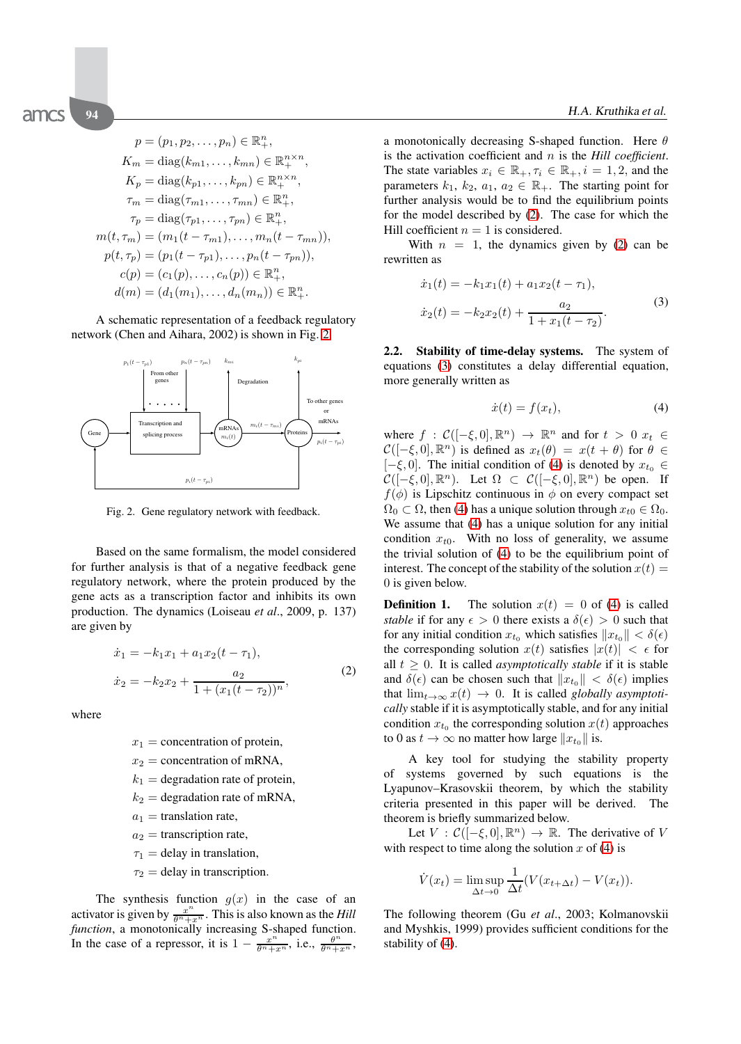$$
\begin{aligned}
p &= (p_1, p_2, \ldots, p_n) \in \mathbb{R}^n_+,\\
K_m &= \mathrm{diag}(k_{m1}, \ldots, k_{mn}) \in \mathbb{R}^{n\times n}_+,\\
K_p &= \mathrm{diag}(k_{p1}, \ldots, k_{pn}) \in \mathbb{R}^{n\times n}_+,\\
\tau_m &= \mathrm{diag}(\tau_{m1}, \ldots, \tau_{mn}) \in \mathbb{R}^n_+,\\
\tau_p &= \mathrm{diag}(\tau_{p1}, \ldots, \tau_{pn}) \in \mathbb{R}^n_+,\\
m(t, \tau_m) &= (m_1(t-\tau_{m1}), \ldots, m_n(t-\tau_{mn})),\\
p(t, \tau_p) &= (p_1(t-\tau_{p1}), \ldots, p_n(t-\tau_{pn})),\\
c(p) &= (c_1(p), \ldots, c_n(p)) \in \mathbb{R}^n_+,\\
d(m) &= (d_1(m_1), \ldots, d_n(m_n)) \in \mathbb{R}^n_+.
\end{aligned}
$$

A schematic representation of a feedback regulatory network (Chen and Aihara, 2002) is shown in Fig. 2.

Fig. 2. Gene regulatory network with feedback.

Based on the same formalism, the model considered for further analysis is that of a negative feedback gene regulatory network, where the protein produced by the gene acts as a transcription factor and inhibits its own production. The dynamics (Loiseau *et al.*, 2009, p. 137) are given by

$$
\begin{aligned}
\dot{x}_1 &= -k_1 x_1 + a_1 x_2(t-\tau_1),\\
\dot{x}_2 &= -k_2 x_2 + \frac{a_2}{1 + (x_1(t-\tau_2))^n},
\end{aligned}
\tag{2}
$$

where

- $x_1$ = concentration of protein,
- $x_2$ = concentration of mRNA,
- $k_1$ = degradation rate of protein,
- $k_2$ = degradation rate of mRNA,
- $a_1$ = translation rate,
- $a_2$ = transcription rate,
- $\tau_1$ = delay in translation,
- $\tau_2$ = delay in transcription.

The synthesis function $g(x)$ in the case of an activator is given by $\frac{x^n}{\theta^n + x^n}$. This is also known as the *Hill function*, a monotonically increasing S-shaped function. In the case of a repressor, it is $1 - \frac{x^n}{\theta^n + x^n}$, i.e., $\frac{\theta^n}{\theta^n + x^n}$, a monotonically decreasing S-shaped function. Here $\theta$ is the activation coefficient and $n$ is the *Hill coefficient*. The state variables $x_i \in \mathbb{R}_+, \tau_i \in \mathbb{R}_+, i = 1, 2$, and the parameters $k_1$, $k_2$, $a_1$, $a_2 \in \mathbb{R}_+$. The starting point for further analysis would be to find the equilibrium points for the model described by (2). The case for which the Hill coefficient $n = 1$ is considered.

With $n = 1$, the dynamics given by (2) can be rewritten as

$$
\begin{aligned}
\dot{x}_1(t) &= -k_1 x_1(t) + a_1 x_2(t-\tau_1),\\
\dot{x}_2(t) &= -k_2 x_2(t) + \frac{a_2}{1 + x_1(t-\tau_2)}.
\end{aligned}
\tag{3}
$$

### 2.2. Stability of time-delay systems.

The system of equations (3) constitutes a delay differential equation, more generally written as

$$
\dot{x}(t) = f(x_t),
\tag{4}
$$

where $f : \mathcal{C}([-\xi, 0], \mathbb{R}^n) \to \mathbb{R}^n$ and for $t > 0$ $x_t \in \mathcal{C}([-\xi, 0], \mathbb{R}^n)$ is defined as $x_t(\theta) = x(t + \theta)$ for $\theta \in [-\xi, 0]$. The initial condition of (4) is denoted by $x_{t_0} \in \mathcal{C}([-\xi, 0], \mathbb{R}^n)$. Let $\Omega \subset \mathcal{C}([-\xi, 0], \mathbb{R}^n)$ be open. If $f(\phi)$ is Lipschitz continuous in $\phi$ on every compact set $\Omega_0 \subset \Omega$, then (4) has a unique solution through $x_{t0} \in \Omega_0$. We assume that (4) has a unique solution for any initial condition $x_{t0}$. With no loss of generality, we assume the trivial solution of (4) to be the equilibrium point of interest. The concept of the stability of the solution $x(t) = 0$ is given below.

**Definition 1.** The solution $x(t) = 0$ of (4) is called *stable* if for any $\epsilon > 0$ there exists a $\delta(\epsilon) > 0$ such that for any initial condition $x_{t_0}$ which satisfies $\|x_{t_0}\| < \delta(\epsilon)$ the corresponding solution $x(t)$ satisfies $|x(t)| < \epsilon$ for all $t \geq 0$. It is called *asymptotically stable* if it is stable and $\delta(\epsilon)$ can be chosen such that $\|x_{t_0}\| < \delta(\epsilon)$ implies that $\lim_{t\to\infty} x(t) \to 0$. It is called *globally asymptotically* stable if it is asymptotically stable, and for any initial condition $x_{t_0}$ the corresponding solution $x(t)$ approaches to 0 as $t \to \infty$ no matter how large $\|x_{t_0}\|$ is.

A key tool for studying the stability property of systems governed by such equations is the Lyapunov–Krasovskii theorem, by which the stability criteria presented in this paper will be derived. The theorem is briefly summarized below.

Let $V : \mathcal{C}([-\xi, 0], \mathbb{R}^n) \to \mathbb{R}$. The derivative of $V$ with respect to time along the solution $x$ of (4) is

$$
\dot{V}(x_t) = \limsup_{\Delta t \to 0} \frac{1}{\Delta t}(V(x_{t+\Delta t}) - V(x_t)).
$$

The following theorem (Gu *et al.*, 2003; Kolmanovskii and Myshkis, 1999) provides sufficient conditions for the stability of (4).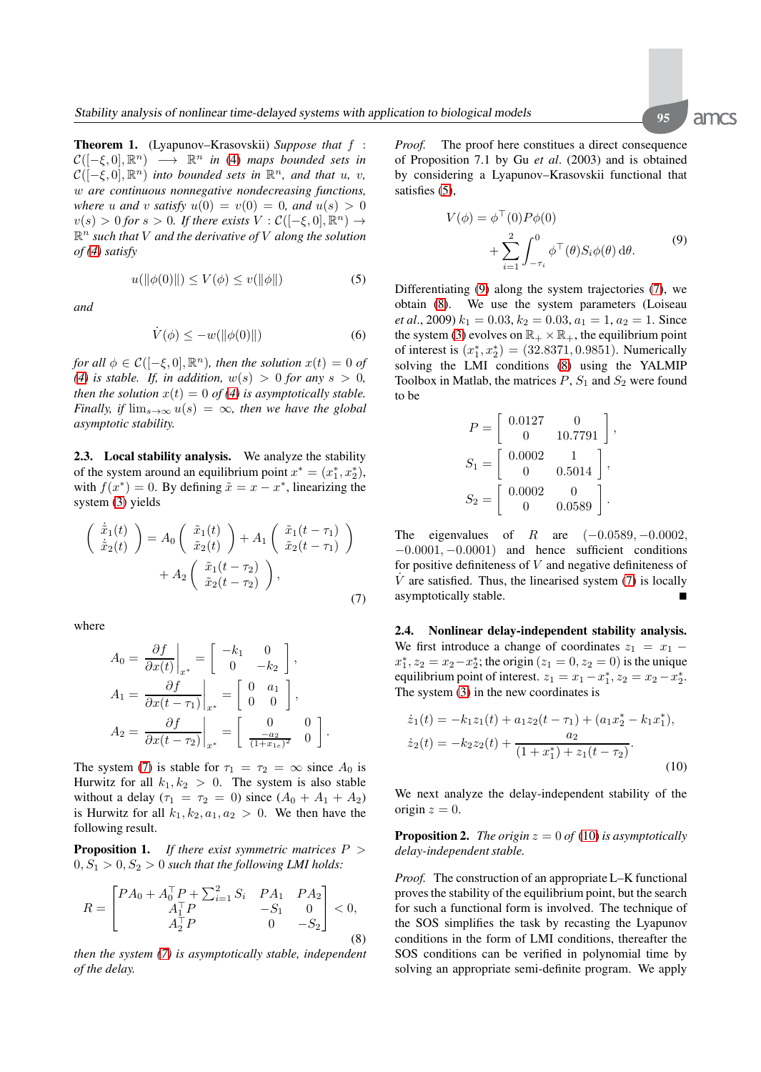**Theorem 1.** (Lyapunov–Krasovskii) *Suppose that $f : \mathcal{C}([-\xi, 0], \mathbb{R}^n) \longrightarrow \mathbb{R}^n$ in (4) maps bounded sets in $\mathcal{C}([-\xi, 0], \mathbb{R}^n)$ into bounded sets in $\mathbb{R}^n$, and that $u$, $v$, $w$ are continuous nonnegative nondecreasing functions, where $u$ and $v$ satisfy $u(0) = v(0) = 0$, and $u(s) > 0$ $v(s) > 0$ for $s > 0$. If there exists $V : \mathcal{C}([-\xi, 0], \mathbb{R}^n) \to \mathbb{R}^n$ such that $V$ and the derivative of $V$ along the solution of (4) satisfy*

$$u(\|\phi(0)\|) \leq V(\phi) \leq v(\|\phi\|) \tag{5}$$

*and*

$$\dot{V}(\phi) \leq -w(\|\phi(0)\|) \tag{6}$$

*for all $\phi \in \mathcal{C}([-\xi, 0], \mathbb{R}^n)$, then the solution $x(t) = 0$ of (4) is stable. If, in addition, $w(s) > 0$ for any $s > 0$, then the solution $x(t) = 0$ of (4) is asymptotically stable. Finally, if $\lim_{s\to\infty} u(s) = \infty$, then we have the global asymptotic stability.*

### 2.3. Local stability analysis.

We analyze the stability of the system around an equilibrium point $x^* = (x_1^*, x_2^*)$, with $f(x^*) = 0$. By defining $\tilde{x} = x - x^*$, linearizing the system (3) yields

$$\begin{pmatrix} \dot{\tilde{x}}_1(t) \\ \dot{\tilde{x}}_2(t) \end{pmatrix} = A_0 \begin{pmatrix} \tilde{x}_1(t) \\ \tilde{x}_2(t) \end{pmatrix} + A_1 \begin{pmatrix} \tilde{x}_1(t-\tau_1) \\ \tilde{x}_2(t-\tau_1) \end{pmatrix} + A_2 \begin{pmatrix} \tilde{x}_1(t-\tau_2) \\ \tilde{x}_2(t-\tau_2) \end{pmatrix}, \tag{7}$$

where

$$A_0 = \left.\frac{\partial f}{\partial x(t)}\right|_{x^*} = \begin{bmatrix} -k_1 & 0 \\ 0 & -k_2 \end{bmatrix},$$

$$A_1 = \left.\frac{\partial f}{\partial x(t-\tau_1)}\right|_{x^*} = \begin{bmatrix} 0 & a_1 \\ 0 & 0 \end{bmatrix},$$

$$A_2 = \left.\frac{\partial f}{\partial x(t-\tau_2)}\right|_{x^*} = \begin{bmatrix} 0 & 0 \\ \frac{-a_2}{(1+x_{1e})^2} & 0 \end{bmatrix}.$$

The system (7) is stable for $\tau_1 = \tau_2 = \infty$ since $A_0$ is Hurwitz for all $k_1, k_2 > 0$. The system is also stable without a delay ($\tau_1 = \tau_2 = 0$) since ($A_0 + A_1 + A_2$) is Hurwitz for all $k_1, k_2, a_1, a_2 > 0$. We then have the following result.

**Proposition 1.** *If there exist symmetric matrices $P > 0, S_1 > 0, S_2 > 0$ such that the following LMI holds:*

$$R = \begin{bmatrix} PA_0 + A_0^\top P + \sum_{i=1}^{2} S_i & PA_1 & PA_2 \\ A_1^\top P & -S_1 & 0 \\ A_2^\top P & 0 & -S_2 \end{bmatrix} < 0, \tag{8}$$

*then the system (7) is asymptotically stable, independent of the delay.*

*Proof.* The proof here constitutes a direct consequence of Proposition 7.1 by Gu *et al*. (2003) and is obtained by considering a Lyapunov–Krasovskii functional that satisfies (5),

$$V(\phi) = \phi^\top(0) P \phi(0) + \sum_{i=1}^{2} \int_{-\tau_i}^{0} \phi^\top(\theta) S_i \phi(\theta)\, \mathrm{d}\theta. \tag{9}$$

Differentiating (9) along the system trajectories (7), we obtain (8). We use the system parameters (Loiseau *et al*., 2009) $k_1 = 0.03$, $k_2 = 0.03$, $a_1 = 1$, $a_2 = 1$. Since the system (3) evolves on $\mathbb{R}_+ \times \mathbb{R}_+$, the equilibrium point of interest is $(x_1^*, x_2^*) = (32.8371, 0.9851)$. Numerically solving the LMI conditions (8) using the YALMIP Toolbox in Matlab, the matrices $P$, $S_1$ and $S_2$ were found to be

$$P = \begin{bmatrix} 0.0127 & 0 \\ 0 & 10.7791 \end{bmatrix},$$

$$S_1 = \begin{bmatrix} 0.0002 & 1 \\ 0 & 0.5014 \end{bmatrix},$$

$$S_2 = \begin{bmatrix} 0.0002 & 0 \\ 0 & 0.0589 \end{bmatrix}.$$

The eigenvalues of $R$ are $(-0.0589, -0.0002, -0.0001, -0.0001)$ and hence sufficient conditions for positive definiteness of $V$ and negative definiteness of $\dot{V}$ are satisfied. Thus, the linearised system (7) is locally asymptotically stable. ∎

### 2.4. Nonlinear delay-independent stability analysis.

We first introduce a change of coordinates $z_1 = x_1 - x_1^*, z_2 = x_2 - x_2^*$; the origin ($z_1 = 0, z_2 = 0$) is the unique equilibrium point of interest. $z_1 = x_1 - x_1^*, z_2 = x_2 - x_2^*$. The system (3) in the new coordinates is

$$\begin{aligned} \dot{z}_1(t) &= -k_1 z_1(t) + a_1 z_2(t-\tau_1) + (a_1 x_2^* - k_1 x_1^*), \\ \dot{z}_2(t) &= -k_2 z_2(t) + \frac{a_2}{(1+x_1^*) + z_1(t-\tau_2)}. \end{aligned} \tag{10}$$

We next analyze the delay-independent stability of the origin $z = 0$.

**Proposition 2.** *The origin $z = 0$ of (10) is asymptotically delay-independent stable.*

*Proof.* The construction of an appropriate L–K functional proves the stability of the equilibrium point, but the search for such a functional form is involved. The technique of the SOS simplifies the task by recasting the Lyapunov conditions in the form of LMI conditions, thereafter the SOS conditions can be verified in polynomial time by solving an appropriate semi-definite program. We apply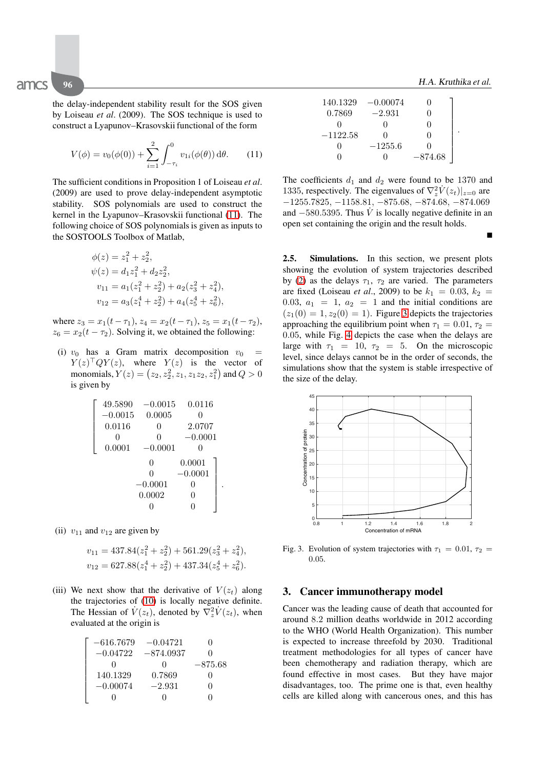the delay-independent stability result for the SOS given by Loiseau *et al*. (2009). The SOS technique is used to construct a Lyapunov–Krasovskii functional of the form

$$V(\phi) = v_0(\phi(0)) + \sum_{i=1}^{2} \int_{-\tau_i}^{0} v_{1i}(\phi(\theta))\,\mathrm{d}\theta. \qquad (11)$$

The sufficient conditions in Proposition 1 of Loiseau *et al*. (2009) are used to prove delay-independent asymptotic stability. SOS polynomials are used to construct the kernel in the Lyapunov–Krasovskii functional (11). The following choice of SOS polynomials is given as inputs to the SOSTOOLS Toolbox of Matlab,

$$\begin{aligned}
\phi(z) &= z_1^2 + z_2^2,\\
\psi(z) &= d_1 z_1^2 + d_2 z_2^2,\\
v_{11} &= a_1(z_1^2 + z_2^2) + a_2(z_3^2 + z_4^2),\\
v_{12} &= a_3(z_1^4 + z_2^2) + a_4(z_5^4 + z_6^2),
\end{aligned}$$

where $z_3 = x_1(t-\tau_1)$, $z_4 = x_2(t-\tau_1)$, $z_5 = x_1(t-\tau_2)$, $z_6 = x_2(t-\tau_2)$. Solving it, we obtained the following:

(i) $v_0$ has a Gram matrix decomposition $v_0 = Y(z)^\top Q Y(z)$, where $Y(z)$ is the vector of monomials, $Y(z) = (z_2, z_2^2, z_1, z_1z_2, z_1^2)$ and $Q > 0$ is given by

$$\begin{bmatrix}
49.5890 & -0.0015 & 0.0116 & 0 & 0.0001\\
-0.0015 & 0.0005 & 0 & 0 & -0.0001\\
0.0116 & 0 & 2.0707 & -0.0001 & 0\\
0 & 0 & -0.0001 & 0.0002 & 0\\
0.0001 & -0.0001 & 0 & 0 & 0
\end{bmatrix}.$$

(ii) $v_{11}$ and $v_{12}$ are given by

$$\begin{aligned}
v_{11} &= 437.84(z_1^2 + z_2^2) + 561.29(z_3^2 + z_4^2),\\
v_{12} &= 627.88(z_1^4 + z_2^2) + 437.34(z_5^4 + z_6^2).
\end{aligned}$$

(iii) We next show that the derivative of $V(z_t)$ along the trajectories of (10) is locally negative definite. The Hessian of $\dot{V}(z_t)$, denoted by $\nabla_z^2 \dot{V}(z_t)$, when evaluated at the origin is

$$\begin{bmatrix}
-616.7679 & -0.04721 & 0 & 140.1329 & -0.00074 & 0\\
-0.04722 & -874.0937 & 0 & 0.7869 & -2.931 & 0\\
0 & 0 & -875.68 & 0 & 0 & 0\\
140.1329 & 0.7869 & 0 & -1122.58 & 0 & 0\\
-0.00074 & -2.931 & 0 & 0 & -1255.6 & 0\\
0 & 0 & 0 & 0 & 0 & -874.68
\end{bmatrix}.$$

The coefficients $d_1$ and $d_2$ were found to be 1370 and 1335, respectively. The eigenvalues of $\nabla_z^2 \dot{V}(z_t)|_{z=0}$ are $-1255.7825$, $-1158.81$, $-875.68$, $-874.68$, $-874.069$ and $-580.5395$. Thus $\dot{V}$ is locally negative definite in an open set containing the origin and the result holds. ∎

**2.5. Simulations.** In this section, we present plots showing the evolution of system trajectories described by (2) as the delays $\tau_1$, $\tau_2$ are varied. The parameters are fixed (Loiseau *et al*., 2009) to be $k_1 = 0.03$, $k_2 = 0.03$, $a_1 = 1$, $a_2 = 1$ and the initial conditions are $(z_1(0) = 1, z_2(0) = 1)$. Figure 3 depicts the trajectories approaching the equilibrium point when $\tau_1 = 0.01$, $\tau_2 = 0.05$, while Fig. 4 depicts the case when the delays are large with $\tau_1 = 10$, $\tau_2 = 5$. On the microscopic level, since delays cannot be in the order of seconds, the simulations show that the system is stable irrespective of the size of the delay.

Fig. 3. Evolution of system trajectories with $\tau_1 = 0.01$, $\tau_2 = 0.05$.

## 3. Cancer immunotherapy model

Cancer was the leading cause of death that accounted for around 8.2 million deaths worldwide in 2012 according to the WHO (World Health Organization). This number is expected to increase threefold by 2030. Traditional treatment methodologies for all types of cancer have been chemotherapy and radiation therapy, which are found effective in most cases. But they have major disadvantages, too. The prime one is that, even healthy cells are killed along with cancerous ones, and this has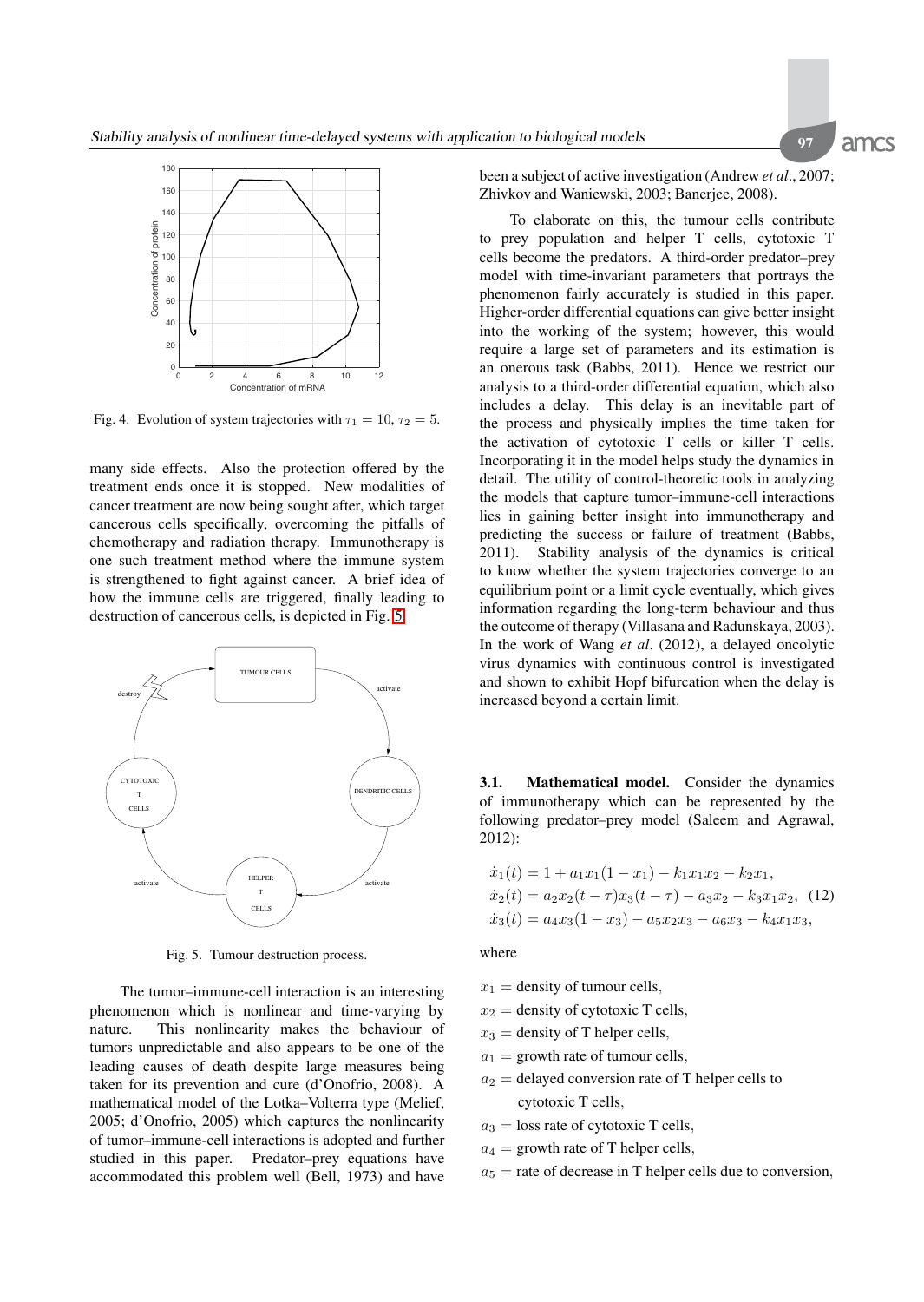Fig. 4. Evolution of system trajectories with $\tau_1 = 10$, $\tau_2 = 5$.

many side effects. Also the protection offered by the treatment ends once it is stopped. New modalities of cancer treatment are now being sought after, which target cancerous cells specifically, overcoming the pitfalls of chemotherapy and radiation therapy. Immunotherapy is one such treatment method where the immune system is strengthened to fight against cancer. A brief idea of how the immune cells are triggered, finally leading to destruction of cancerous cells, is depicted in Fig. 5.

Fig. 5. Tumour destruction process.

The tumor–immune-cell interaction is an interesting phenomenon which is nonlinear and time-varying by nature. This nonlinearity makes the behaviour of tumors unpredictable and also appears to be one of the leading causes of death despite large measures being taken for its prevention and cure (d'Onofrio, 2008). A mathematical model of the Lotka–Volterra type (Melief, 2005; d'Onofrio, 2005) which captures the nonlinearity of tumor–immune-cell interactions is adopted and further studied in this paper. Predator–prey equations have accommodated this problem well (Bell, 1973) and have been a subject of active investigation (Andrew *et al*., 2007; Zhivkov and Waniewski, 2003; Banerjee, 2008).

To elaborate on this, the tumour cells contribute to prey population and helper T cells, cytotoxic T cells become the predators. A third-order predator–prey model with time-invariant parameters that portrays the phenomenon fairly accurately is studied in this paper. Higher-order differential equations can give better insight into the working of the system; however, this would require a large set of parameters and its estimation is an onerous task (Babbs, 2011). Hence we restrict our analysis to a third-order differential equation, which also includes a delay. This delay is an inevitable part of the process and physically implies the time taken for the activation of cytotoxic T cells or killer T cells. Incorporating it in the model helps study the dynamics in detail. The utility of control-theoretic tools in analyzing the models that capture tumor–immune-cell interactions lies in gaining better insight into immunotherapy and predicting the success or failure of treatment (Babbs, 2011). Stability analysis of the dynamics is critical to know whether the system trajectories converge to an equilibrium point or a limit cycle eventually, which gives information regarding the long-term behaviour and thus the outcome of therapy (Villasana and Radunskaya, 2003). In the work of Wang *et al*. (2012), a delayed oncolytic virus dynamics with continuous control is investigated and shown to exhibit Hopf bifurcation when the delay is increased beyond a certain limit.

**3.1. Mathematical model.** Consider the dynamics of immunotherapy which can be represented by the following predator–prey model (Saleem and Agrawal, 2012):

$$
\begin{aligned}
\dot{x}_1(t) &= 1 + a_1 x_1 (1 - x_1) - k_1 x_1 x_2 - k_2 x_1, \\
\dot{x}_2(t) &= a_2 x_2 (t - \tau) x_3 (t - \tau) - a_3 x_2 - k_3 x_1 x_2, \quad (12) \\
\dot{x}_3(t) &= a_4 x_3 (1 - x_3) - a_5 x_2 x_3 - a_6 x_3 - k_4 x_1 x_3,
\end{aligned}
$$

where

$x_1$ = density of tumour cells,

$x_2$ = density of cytotoxic T cells,

$x_3$ = density of T helper cells,

$a_1$ = growth rate of tumour cells,

$a_2$ = delayed conversion rate of T helper cells to cytotoxic T cells,

$a_3$ = loss rate of cytotoxic T cells,

$a_4$ = growth rate of T helper cells,

$a_5$ = rate of decrease in T helper cells due to conversion,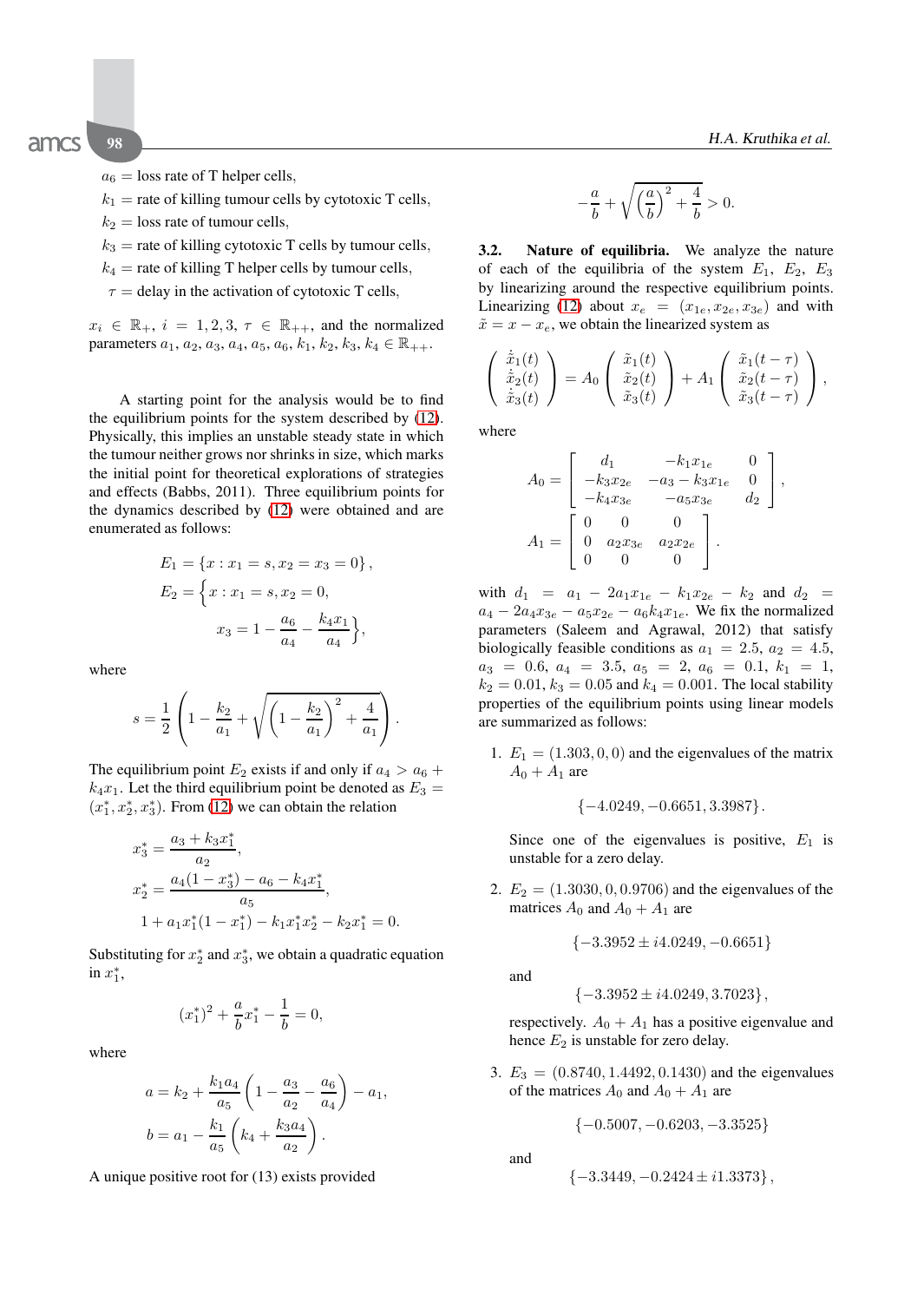$a_6$ = loss rate of T helper cells,

$k_1$ = rate of killing tumour cells by cytotoxic T cells,

$k_2$ = loss rate of tumour cells,

$k_3$ = rate of killing cytotoxic T cells by tumour cells,

$k_4$ = rate of killing T helper cells by tumour cells,

$\tau$ = delay in the activation of cytotoxic T cells,

$x_i \in \mathbb{R}_+$, $i = 1, 2, 3$, $\tau \in \mathbb{R}_{++}$, and the normalized parameters $a_1, a_2, a_3, a_4, a_5, a_6, k_1, k_2, k_3, k_4 \in \mathbb{R}_{++}$.

A starting point for the analysis would be to find the equilibrium points for the system described by (12). Physically, this implies an unstable steady state in which the tumour neither grows nor shrinks in size, which marks the initial point for theoretical explorations of strategies and effects (Babbs, 2011). Three equilibrium points for the dynamics described by (12) were obtained and are enumerated as follows:

$$E_1 = \{x : x_1 = s, x_2 = x_3 = 0\},$$

$$E_2 = \Big\{x : x_1 = s, x_2 = 0, x_3 = 1 - \frac{a_6}{a_4} - \frac{k_4 x_1}{a_4}\Big\},$$

where

$$s = \frac{1}{2}\left(1 - \frac{k_2}{a_1} + \sqrt{\left(1 - \frac{k_2}{a_1}\right)^2 + \frac{4}{a_1}}\right).$$

The equilibrium point $E_2$ exists if and only if $a_4 > a_6 + k_4 x_1$. Let the third equilibrium point be denoted as $E_3 = (x_1^*, x_2^*, x_3^*)$. From (12) we can obtain the relation

$$x_3^* = \frac{a_3 + k_3 x_1^*}{a_2},$$

$$x_2^* = \frac{a_4(1 - x_3^*) - a_6 - k_4 x_1^*}{a_5},$$

$$1 + a_1 x_1^*(1 - x_1^*) - k_1 x_1^* x_2^* - k_2 x_1^* = 0.$$

Substituting for $x_2^*$ and $x_3^*$, we obtain a quadratic equation in $x_1^*$,

$$(x_1^*)^2 + \frac{a}{b} x_1^* - \frac{1}{b} = 0,$$

where

$$a = k_2 + \frac{k_1 a_4}{a_5}\left(1 - \frac{a_3}{a_2} - \frac{a_6}{a_4}\right) - a_1,$$

$$b = a_1 - \frac{k_1}{a_5}\left(k_4 + \frac{k_3 a_4}{a_2}\right).$$

A unique positive root for (13) exists provided

$$-\frac{a}{b} + \sqrt{\left(\frac{a}{b}\right)^2 + \frac{4}{b}} > 0.$$

**3.2. Nature of equilibria.** We analyze the nature of each of the equilibria of the system $E_1$, $E_2$, $E_3$ by linearizing around the respective equilibrium points. Linearizing (12) about $x_e = (x_{1e}, x_{2e}, x_{3e})$ and with $\tilde{x} = x - x_e$, we obtain the linearized system as

$$\begin{pmatrix} \dot{\tilde{x}}_1(t) \\ \dot{\tilde{x}}_2(t) \\ \dot{\tilde{x}}_3(t) \end{pmatrix} = A_0 \begin{pmatrix} \tilde{x}_1(t) \\ \tilde{x}_2(t) \\ \tilde{x}_3(t) \end{pmatrix} + A_1 \begin{pmatrix} \tilde{x}_1(t-\tau) \\ \tilde{x}_2(t-\tau) \\ \tilde{x}_3(t-\tau) \end{pmatrix},$$

where

$$A_0 = \begin{bmatrix} d_1 & -k_1 x_{1e} & 0 \\ -k_3 x_{2e} & -a_3 - k_3 x_{1e} & 0 \\ -k_4 x_{3e} & -a_5 x_{3e} & d_2 \end{bmatrix},$$

$$A_1 = \begin{bmatrix} 0 & 0 & 0 \\ 0 & a_2 x_{3e} & a_2 x_{2e} \\ 0 & 0 & 0 \end{bmatrix}.$$

with $d_1 = a_1 - 2a_1 x_{1e} - k_1 x_{2e} - k_2$ and $d_2 = a_4 - 2a_4 x_{3e} - a_5 x_{2e} - a_6 k_4 x_{1e}$. We fix the normalized parameters (Saleem and Agrawal, 2012) that satisfy biologically feasible conditions as $a_1 = 2.5$, $a_2 = 4.5$, $a_3 = 0.6$, $a_4 = 3.5$, $a_5 = 2$, $a_6 = 0.1$, $k_1 = 1$, $k_2 = 0.01$, $k_3 = 0.05$ and $k_4 = 0.001$. The local stability properties of the equilibrium points using linear models are summarized as follows:

1. $E_1 = (1.303, 0, 0)$ and the eigenvalues of the matrix $A_0 + A_1$ are

   $$\{-4.0249, -0.6651, 3.3987\}.$$

   Since one of the eigenvalues is positive, $E_1$ is unstable for a zero delay.

2. $E_2 = (1.3030, 0, 0.9706)$ and the eigenvalues of the matrices $A_0$ and $A_0 + A_1$ are

   $$\{-3.3952 \pm i4.0249, -0.6651\}$$

   and

   $$\{-3.3952 \pm i4.0249, 3.7023\},$$

   respectively. $A_0 + A_1$ has a positive eigenvalue and hence $E_2$ is unstable for zero delay.

3. $E_3 = (0.8740, 1.4492, 0.1430)$ and the eigenvalues of the matrices $A_0$ and $A_0 + A_1$ are

   $$\{-0.5007, -0.6203, -3.3525\}$$

   and

   $$\{-3.3449, -0.2424 \pm i1.3373\},$$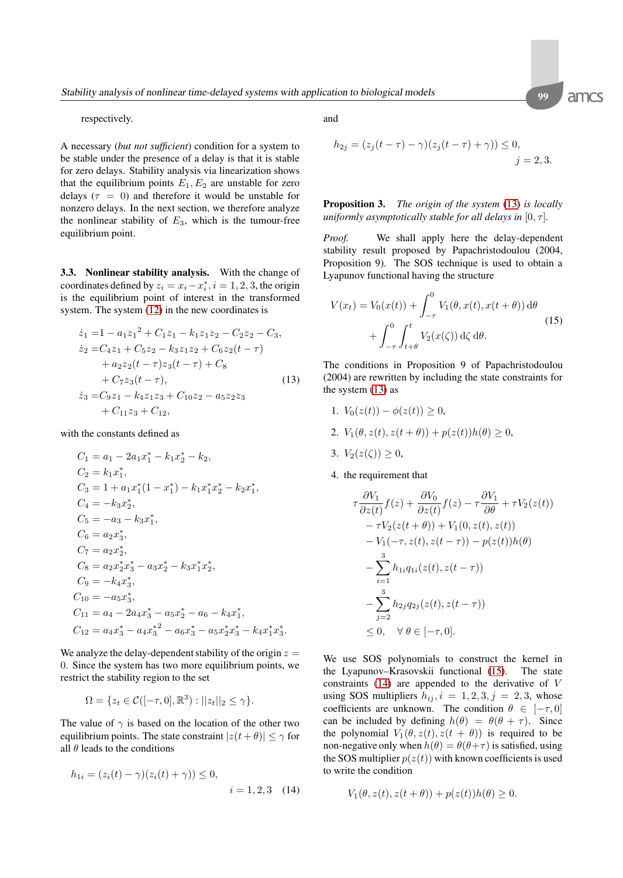respectively.

A necessary (*but not sufficient*) condition for a system to be stable under the presence of a delay is that it is stable for zero delays. Stability analysis via linearization shows that the equilibrium points $E_1, E_2$ are unstable for zero delays ($\tau = 0$) and therefore it would be unstable for nonzero delays. In the next section, we therefore analyze the nonlinear stability of $E_3$, which is the tumour-free equilibrium point.

### 3.3. Nonlinear stability analysis.

With the change of coordinates defined by $z_i = x_i - x_i^*$, $i = 1, 2, 3$, the origin is the equilibrium point of interest in the transformed system. The system (12) in the new coordinates is

$$
\begin{aligned}
\dot{z}_1 =& 1 - a_1 {z_1}^2 + C_1 z_1 - k_1 z_1 z_2 - C_2 z_2 - C_3, \\
\dot{z}_2 =& C_4 z_1 + C_5 z_2 - k_3 z_1 z_2 + C_6 z_2(t-\tau) \\
&+ a_2 z_2(t-\tau) z_3(t-\tau) + C_8 \\
&+ C_7 z_3(t-\tau), \\
\dot{z}_3 =& C_9 z_1 - k_4 z_1 z_3 + C_{10} z_2 - a_5 z_2 z_3 \\
&+ C_{11} z_3 + C_{12},
\end{aligned}
\tag{13}
$$

with the constants defined as

$$
\begin{aligned}
C_1 &= a_1 - 2a_1 x_1^* - k_1 x_2^* - k_2, \\
C_2 &= k_1 x_1^*, \\
C_3 &= 1 + a_1 x_1^*(1 - x_1^*) - k_1 x_1^* x_2^* - k_2 x_1^*, \\
C_4 &= -k_3 x_2^*, \\
C_5 &= -a_3 - k_3 x_1^*, \\
C_6 &= a_2 x_3^*, \\
C_7 &= a_2 x_2^*, \\
C_8 &= a_2 x_2^* x_3^* - a_3 x_2^* - k_3 x_1^* x_2^*, \\
C_9 &= -k_4 x_3^*, \\
C_{10} &= -a_5 x_3^*, \\
C_{11} &= a_4 - 2a_4 x_3^* - a_5 x_2^* - a_6 - k_4 x_1^*, \\
C_{12} &= a_4 x_3^* - a_4 {x_3^*}^2 - a_6 x_3^* - a_5 x_2^* x_3^* - k_4 x_1^* x_3^*.
\end{aligned}
$$

We analyze the delay-dependent stability of the origin $z = 0$. Since the system has two more equilibrium points, we restrict the stability region to the set

$$
\Omega = \{ z_t \in \mathcal{C}([-\tau, 0], \mathbb{R}^3) : ||z_t||_2 \leq \gamma \}.
$$

The value of $\gamma$ is based on the location of the other two equilibrium points. The state constraint $|z(t+\theta)| \leq \gamma$ for all $\theta$ leads to the conditions

$$
h_{1i} = (z_i(t) - \gamma)(z_i(t) + \gamma)) \leq 0, \qquad i = 1, 2, 3 \tag{14}
$$

and

$$
h_{2j} = (z_j(t-\tau) - \gamma)(z_j(t-\tau) + \gamma)) \leq 0, \qquad j = 2, 3.
$$

**Proposition 3.** *The origin of the system (13) is locally uniformly asymptotically stable for all delays in $[0, \tau]$.*

*Proof.* We shall apply here the delay-dependent stability result proposed by Papachristodoulou (2004, Proposition 9). The SOS technique is used to obtain a Lyapunov functional having the structure

$$
\begin{aligned}
V(x_t) = V_0(x(t)) &+ \int_{-\tau}^{0} V_1(\theta, x(t), x(t+\theta))\, \mathrm{d}\theta \\
&+ \int_{-\tau}^{0} \int_{t+\theta}^{t} V_2(x(\zeta))\, \mathrm{d}\zeta\, \mathrm{d}\theta.
\end{aligned}
\tag{15}
$$

The conditions in Proposition 9 of Papachristodoulou (2004) are rewritten by including the state constraints for the system (13) as

1. $V_0(z(t)) - \phi(z(t)) \geq 0$,
2. $V_1(\theta, z(t), z(t+\theta)) + p(z(t))h(\theta) \geq 0$,
3. $V_2(z(\zeta)) \geq 0$,
4. the requirement that

$$
\begin{aligned}
&\tau \frac{\partial V_1}{\partial z(t)} f(z) + \frac{\partial V_0}{\partial z(t)} f(z) - \tau \frac{\partial V_1}{\partial \theta} + \tau V_2(z(t)) \\
&- \tau V_2(z(t+\theta)) + V_1(0, z(t), z(t)) \\
&- V_1(-\tau, z(t), z(t-\tau)) - p(z(t))h(\theta) \\
&- \sum_{i=1}^{3} h_{1i} q_{1i}(z(t), z(t-\tau)) \\
&- \sum_{j=2}^{3} h_{2j} q_{2j}(z(t), z(t-\tau)) \\
&\leq 0, \quad \forall\, \theta \in [-\tau, 0].
\end{aligned}
$$

We use SOS polynomials to construct the kernel in the Lyapunov–Krasovskii functional (15). The state constraints (14) are appended to the derivative of $V$ using SOS multipliers $h_{ij}, i = 1, 2, 3, j = 2, 3$, whose coefficients are unknown. The condition $\theta \in [-\tau, 0]$ can be included by defining $h(\theta) = \theta(\theta + \tau)$. Since the polynomial $V_1(\theta, z(t), z(t+\theta))$ is required to be non-negative only when $h(\theta) = \theta(\theta + \tau)$ is satisfied, using the SOS multiplier $p(z(t))$ with known coefficients is used to write the condition

$$
V_1(\theta, z(t), z(t+\theta)) + p(z(t))h(\theta) \geq 0.
$$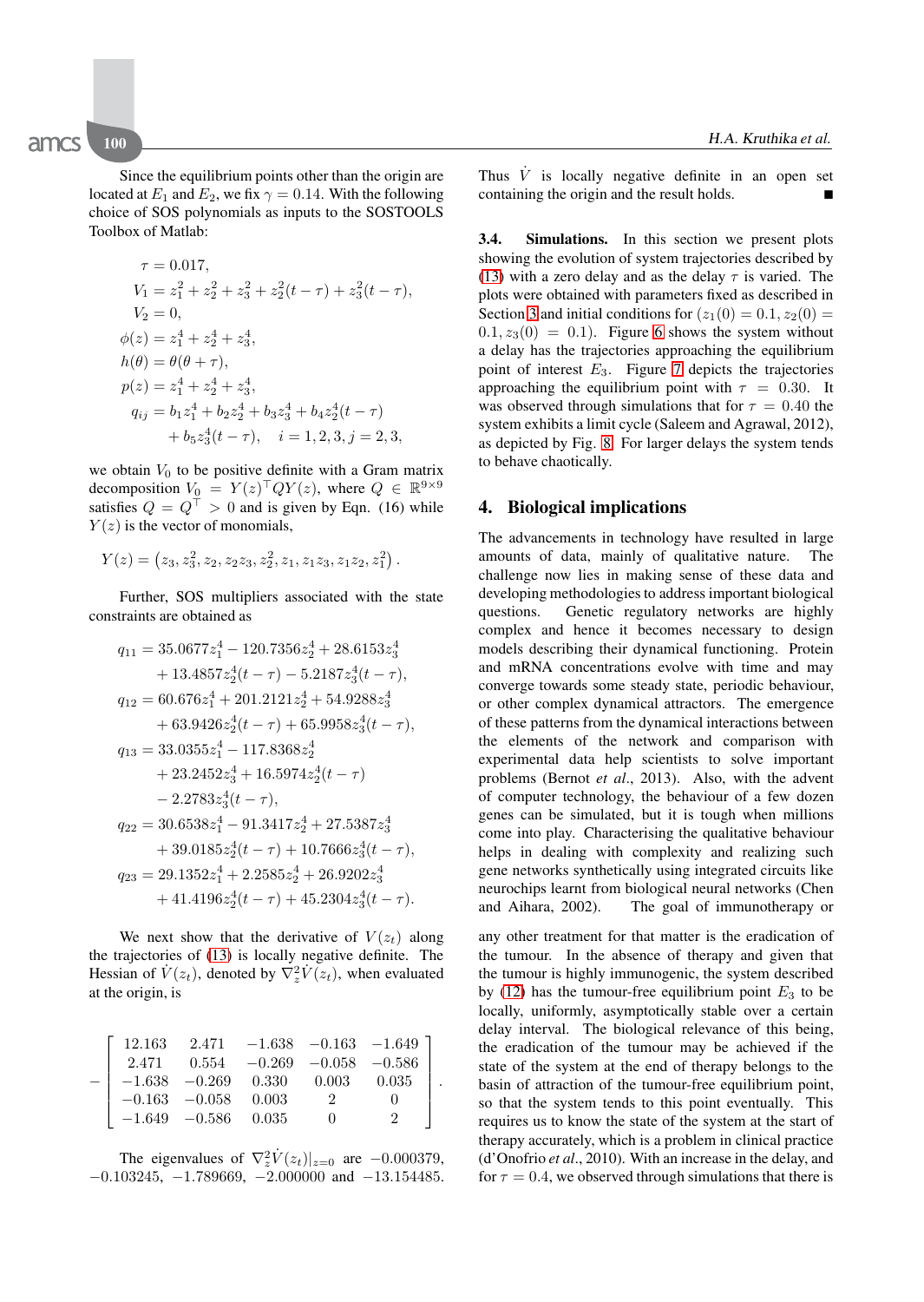Since the equilibrium points other than the origin are located at $E_1$ and $E_2$, we fix $\gamma = 0.14$. With the following choice of SOS polynomials as inputs to the SOSTOOLS Toolbox of Matlab:

$$
\begin{aligned}
\tau &= 0.017, \\
V_1 &= z_1^2 + z_2^2 + z_3^2 + z_2^2(t-\tau) + z_3^2(t-\tau), \\
V_2 &= 0, \\
\phi(z) &= z_1^4 + z_2^4 + z_3^4, \\
h(\theta) &= \theta(\theta + \tau), \\
p(z) &= z_1^4 + z_2^4 + z_3^4, \\
q_{ij} &= b_1 z_1^4 + b_2 z_2^4 + b_3 z_3^4 + b_4 z_2^4(t-\tau) \\
&\quad + b_5 z_3^4(t-\tau), \quad i = 1,2,3, j = 2,3,
\end{aligned}
$$

we obtain $V_0$ to be positive definite with a Gram matrix decomposition $V_0 = Y(z)^\top Q Y(z)$, where $Q \in \mathbb{R}^{9\times 9}$ satisfies $Q = Q^\top > 0$ and is given by Eqn. (16) while $Y(z)$ is the vector of monomials,

$$
Y(z) = \left(z_3, z_3^2, z_2, z_2 z_3, z_2^2, z_1, z_1 z_3, z_1 z_2, z_1^2\right).
$$

Further, SOS multipliers associated with the state constraints are obtained as

$$
\begin{aligned}
q_{11} &= 35.0677 z_1^4 - 120.7356 z_2^4 + 28.6153 z_3^4 \\
&\quad + 13.4857 z_2^4(t-\tau) - 5.2187 z_3^4(t-\tau), \\
q_{12} &= 60.676 z_1^4 + 201.2121 z_2^4 + 54.9288 z_3^4 \\
&\quad + 63.9426 z_2^4(t-\tau) + 65.9958 z_3^4(t-\tau), \\
q_{13} &= 33.0355 z_1^4 - 117.8368 z_2^4 \\
&\quad + 23.2452 z_3^4 + 16.5974 z_2^4(t-\tau) \\
&\quad - 2.2783 z_3^4(t-\tau), \\
q_{22} &= 30.6538 z_1^4 - 91.3417 z_2^4 + 27.5387 z_3^4 \\
&\quad + 39.0185 z_2^4(t-\tau) + 10.7666 z_3^4(t-\tau), \\
q_{23} &= 29.1352 z_1^4 + 2.2585 z_2^4 + 26.9202 z_3^4 \\
&\quad + 41.4196 z_2^4(t-\tau) + 45.2304 z_3^4(t-\tau).
\end{aligned}
$$

We next show that the derivative of $V(z_t)$ along the trajectories of (13) is locally negative definite. The Hessian of $\dot{V}(z_t)$, denoted by $\nabla_z^2 \dot{V}(z_t)$, when evaluated at the origin, is

$$
-\begin{bmatrix}
12.163 & 2.471 & -1.638 & -0.163 & -1.649 \\
2.471 & 0.554 & -0.269 & -0.058 & -0.586 \\
-1.638 & -0.269 & 0.330 & 0.003 & 0.035 \\
-0.163 & -0.058 & 0.003 & 2 & 0 \\
-1.649 & -0.586 & 0.035 & 0 & 2
\end{bmatrix}.
$$

The eigenvalues of $\nabla_z^2 \dot{V}(z_t)|_{z=0}$ are $-0.000379$, $-0.103245$, $-1.789669$, $-2.000000$ and $-13.154485$. Thus $\dot{V}$ is locally negative definite in an open set containing the origin and the result holds. ■

### 3.4. Simulations.

In this section we present plots showing the evolution of system trajectories described by (13) with a zero delay and as the delay $\tau$ is varied. The plots were obtained with parameters fixed as described in Section 3 and initial conditions for $(z_1(0) = 0.1, z_2(0) = 0.1, z_3(0) = 0.1)$. Figure 6 shows the system without a delay has the trajectories approaching the equilibrium point of interest $E_3$. Figure 7 depicts the trajectories approaching the equilibrium point with $\tau = 0.30$. It was observed through simulations that for $\tau = 0.40$ the system exhibits a limit cycle (Saleem and Agrawal, 2012), as depicted by Fig. 8. For larger delays the system tends to behave chaotically.

## 4. Biological implications

The advancements in technology have resulted in large amounts of data, mainly of qualitative nature. The challenge now lies in making sense of these data and developing methodologies to address important biological questions. Genetic regulatory networks are highly complex and hence it becomes necessary to design models describing their dynamical functioning. Protein and mRNA concentrations evolve with time and may converge towards some steady state, periodic behaviour, or other complex dynamical attractors. The emergence of these patterns from the dynamical interactions between the elements of the network and comparison with experimental data help scientists to solve important problems (Bernot *et al.*, 2013). Also, with the advent of computer technology, the behaviour of a few dozen genes can be simulated, but it is tough when millions come into play. Characterising the qualitative behaviour helps in dealing with complexity and realizing such gene networks synthetically using integrated circuits like neurochips learnt from biological neural networks (Chen and Aihara, 2002). The goal of immunotherapy or any other treatment for that matter is the eradication of the tumour. In the absence of therapy and given that the tumour is highly immunogenic, the system described by (12) has the tumour-free equilibrium point $E_3$ to be locally, uniformly, asymptotically stable over a certain delay interval. The biological relevance of this being, the eradication of the tumour may be achieved if the state of the system at the end of therapy belongs to the basin of attraction of the tumour-free equilibrium point, so that the system tends to this point eventually. This requires us to know the state of the system at the start of therapy accurately, which is a problem in clinical practice (d'Onofrio *et al.*, 2010). With an increase in the delay, and for $\tau = 0.4$, we observed through simulations that there is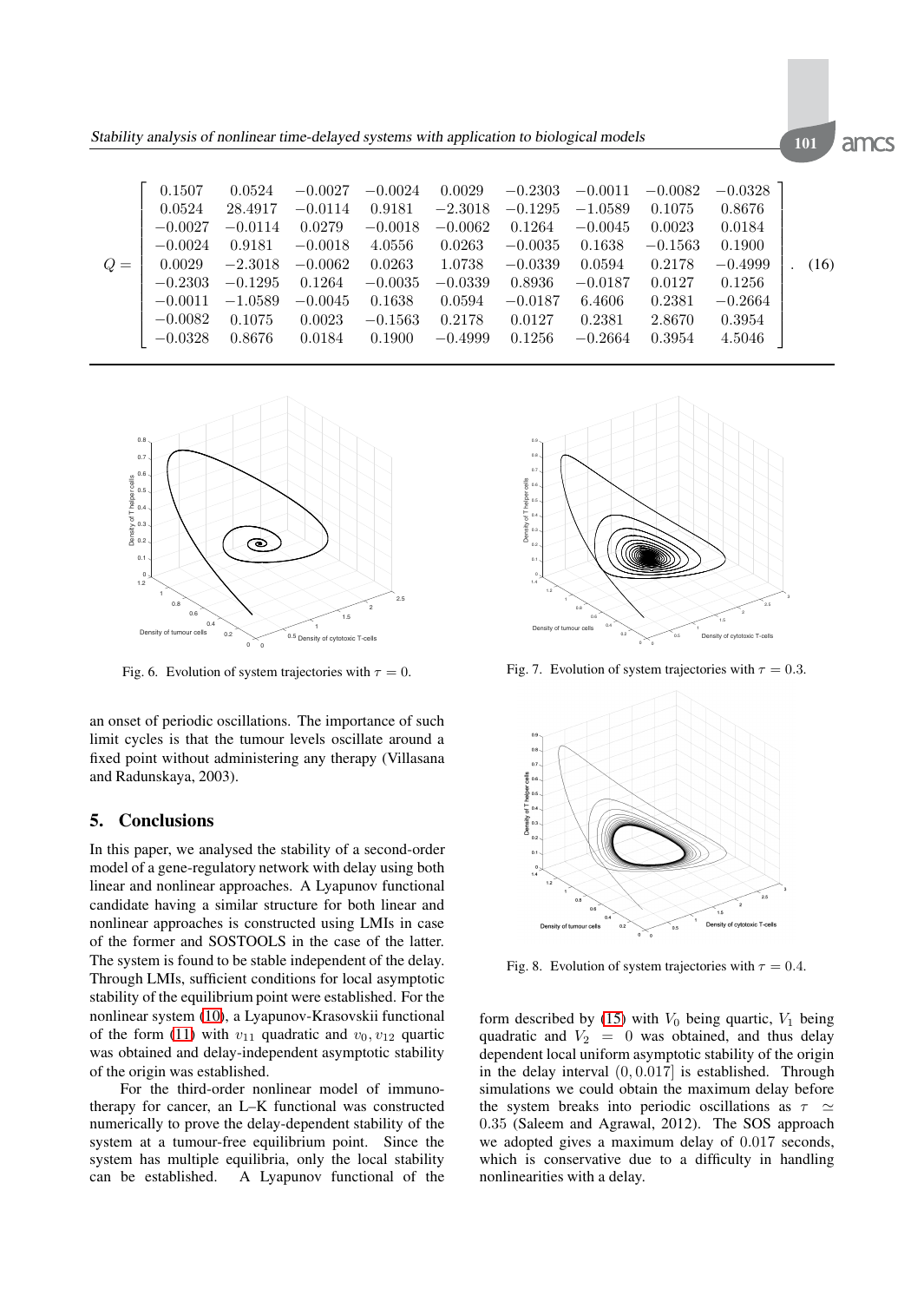$$
Q = \begin{bmatrix}
0.1507 & 0.0524 & -0.0027 & -0.0024 & 0.0029 & -0.2303 & -0.0011 & -0.0082 & -0.0328 \\
0.0524 & 28.4917 & -0.0114 & 0.9181 & -2.3018 & -0.1295 & -1.0589 & 0.1075 & 0.8676 \\
-0.0027 & -0.0114 & 0.0279 & -0.0018 & -0.0062 & 0.1264 & -0.0045 & 0.0023 & 0.0184 \\
-0.0024 & 0.9181 & -0.0018 & 4.0556 & 0.0263 & -0.0035 & 0.1638 & -0.1563 & 0.1900 \\
0.0029 & -2.3018 & -0.0062 & 0.0263 & 1.0738 & -0.0339 & 0.0594 & 0.2178 & -0.4999 \\
-0.2303 & -0.1295 & 0.1264 & -0.0035 & -0.0339 & 0.8936 & -0.0187 & 0.0127 & 0.1256 \\
-0.0011 & -1.0589 & -0.0045 & 0.1638 & 0.0594 & -0.0187 & 6.4606 & 0.2381 & -0.2664 \\
-0.0082 & 0.1075 & 0.0023 & -0.1563 & 0.2178 & 0.0127 & 0.2381 & 2.8670 & 0.3954 \\
-0.0328 & 0.8676 & 0.0184 & 0.1900 & -0.4999 & 0.1256 & -0.2664 & 0.3954 & 4.5046
\end{bmatrix}. \quad (16)
$$

Fig. 6. Evolution of system trajectories with $\tau = 0$.

Fig. 7. Evolution of system trajectories with $\tau = 0.3$.

Fig. 8. Evolution of system trajectories with $\tau = 0.4$.

an onset of periodic oscillations. The importance of such limit cycles is that the tumour levels oscillate around a fixed point without administering any therapy (Villasana and Radunskaya, 2003).

## 5. Conclusions

In this paper, we analysed the stability of a second-order model of a gene-regulatory network with delay using both linear and nonlinear approaches. A Lyapunov functional candidate having a similar structure for both linear and nonlinear approaches is constructed using LMIs in case of the former and SOSTOOLS in the case of the latter. The system is found to be stable independent of the delay. Through LMIs, sufficient conditions for local asymptotic stability of the equilibrium point were established. For the nonlinear system (10), a Lyapunov-Krasovskii functional of the form (11) with $v_{11}$ quadratic and $v_0, v_{12}$ quartic was obtained and delay-independent asymptotic stability of the origin was established.

For the third-order nonlinear model of immunotherapy for cancer, an L–K functional was constructed numerically to prove the delay-dependent stability of the system at a tumour-free equilibrium point. Since the system has multiple equilibria, only the local stability can be established. A Lyapunov functional of the form described by (15) with $V_0$ being quartic, $V_1$ being quadratic and $V_2 = 0$ was obtained, and thus delay dependent local uniform asymptotic stability of the origin in the delay interval $(0, 0.017]$ is established. Through simulations we could obtain the maximum delay before the system breaks into periodic oscillations as $\tau \simeq 0.35$ (Saleem and Agrawal, 2012). The SOS approach we adopted gives a maximum delay of $0.017$ seconds, which is conservative due to a difficulty in handling nonlinearities with a delay.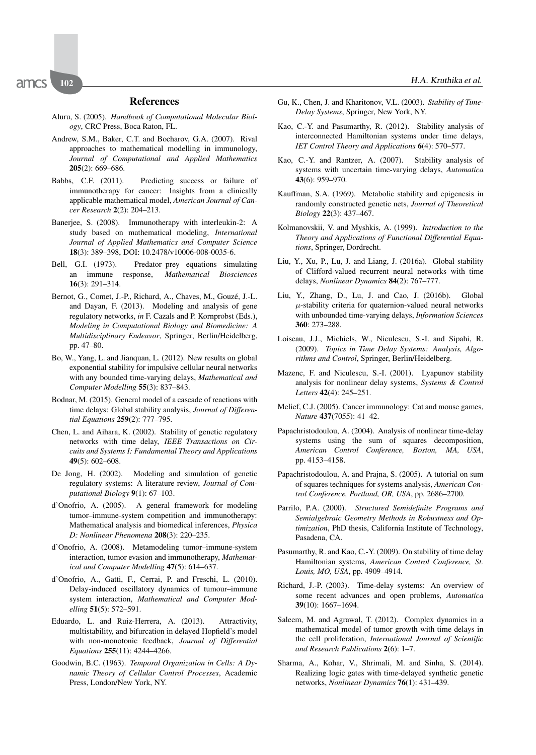## References

Aluru, S. (2005). *Handbook of Computational Molecular Biology*, CRC Press, Boca Raton, FL.

Andrew, S.M., Baker, C.T. and Bocharov, G.A. (2007). Rival approaches to mathematical modelling in immunology, *Journal of Computational and Applied Mathematics* **205**(2): 669–686.

Babbs, C.F. (2011). Predicting success or failure of immunotherapy for cancer: Insights from a clinically applicable mathematical model, *American Journal of Cancer Research* **2**(2): 204–213.

Banerjee, S. (2008). Immunotherapy with interleukin-2: A study based on mathematical modeling, *International Journal of Applied Mathematics and Computer Science* **18**(3): 389–398, DOI: 10.2478/v10006-008-0035-6.

Bell, G.I. (1973). Predator–prey equations simulating an immune response, *Mathematical Biosciences* **16**(3): 291–314.

Bernot, G., Comet, J.-P., Richard, A., Chaves, M., Gouzé, J.-L. and Dayan, F. (2013). Modeling and analysis of gene regulatory networks, *in* F. Cazals and P. Kornprobst (Eds.), *Modeling in Computational Biology and Biomedicine: A Multidisciplinary Endeavor*, Springer, Berlin/Heidelberg, pp. 47–80.

Bo, W., Yang, L. and Jianquan, L. (2012). New results on global exponential stability for impulsive cellular neural networks with any bounded time-varying delays, *Mathematical and Computer Modelling* **55**(3): 837–843.

Bodnar, M. (2015). General model of a cascade of reactions with time delays: Global stability analysis, *Journal of Differential Equations* **259**(2): 777–795.

Chen, L. and Aihara, K. (2002). Stability of genetic regulatory networks with time delay, *IEEE Transactions on Circuits and Systems I: Fundamental Theory and Applications* **49**(5): 602–608.

De Jong, H. (2002). Modeling and simulation of genetic regulatory systems: A literature review, *Journal of Computational Biology* **9**(1): 67–103.

d'Onofrio, A. (2005). A general framework for modeling tumor–immune-system competition and immunotherapy: Mathematical analysis and biomedical inferences, *Physica D: Nonlinear Phenomena* **208**(3): 220–235.

d'Onofrio, A. (2008). Metamodeling tumor–immune-system interaction, tumor evasion and immunotherapy, *Mathematical and Computer Modelling* **47**(5): 614–637.

d'Onofrio, A., Gatti, F., Cerrai, P. and Freschi, L. (2010). Delay-induced oscillatory dynamics of tumour–immune system interaction, *Mathematical and Computer Modelling* **51**(5): 572–591.

Eduardo, L. and Ruiz-Herrera, A. (2013). Attractivity, multistability, and bifurcation in delayed Hopfield's model with non-monotonic feedback, *Journal of Differential Equations* **255**(11): 4244–4266.

Goodwin, B.C. (1963). *Temporal Organization in Cells: A Dynamic Theory of Cellular Control Processes*, Academic Press, London/New York, NY.

Gu, K., Chen, J. and Kharitonov, V.L. (2003). *Stability of Time-Delay Systems*, Springer, New York, NY.

Kao, C.-Y. and Pasumarthy, R. (2012). Stability analysis of interconnected Hamiltonian systems under time delays, *IET Control Theory and Applications* **6**(4): 570–577.

Kao, C.-Y. and Rantzer, A. (2007). Stability analysis of systems with uncertain time-varying delays, *Automatica* **43**(6): 959–970.

Kauffman, S.A. (1969). Metabolic stability and epigenesis in randomly constructed genetic nets, *Journal of Theoretical Biology* **22**(3): 437–467.

Kolmanovskii, V. and Myshkis, A. (1999). *Introduction to the Theory and Applications of Functional Differential Equations*, Springer, Dordrecht.

Liu, Y., Xu, P., Lu, J. and Liang, J. (2016a). Global stability of Clifford-valued recurrent neural networks with time delays, *Nonlinear Dynamics* **84**(2): 767–777.

Liu, Y., Zhang, D., Lu, J. and Cao, J. (2016b). Global $\mu$-stability criteria for quaternion-valued neural networks with unbounded time-varying delays, *Information Sciences* **360**: 273–288.

Loiseau, J.J., Michiels, W., Niculescu, S.-I. and Sipahi, R. (2009). *Topics in Time Delay Systems: Analysis, Algorithms and Control*, Springer, Berlin/Heidelberg.

Mazenc, F. and Niculescu, S.-I. (2001). Lyapunov stability analysis for nonlinear delay systems, *Systems & Control Letters* **42**(4): 245–251.

Melief, C.J. (2005). Cancer immunology: Cat and mouse games, *Nature* **437**(7055): 41–42.

Papachristodoulou, A. (2004). Analysis of nonlinear time-delay systems using the sum of squares decomposition, *American Control Conference, Boston, MA, USA*, pp. 4153–4158.

Papachristodoulou, A. and Prajna, S. (2005). A tutorial on sum of squares techniques for systems analysis, *American Control Conference, Portland, OR, USA*, pp. 2686–2700.

Parrilo, P.A. (2000). *Structured Semidefinite Programs and Semialgebraic Geometry Methods in Robustness and Optimization*, PhD thesis, California Institute of Technology, Pasadena, CA.

Pasumarthy, R. and Kao, C.-Y. (2009). On stability of time delay Hamiltonian systems, *American Control Conference, St. Louis, MO, USA*, pp. 4909–4914.

Richard, J.-P. (2003). Time-delay systems: An overview of some recent advances and open problems, *Automatica* **39**(10): 1667–1694.

Saleem, M. and Agrawal, T. (2012). Complex dynamics in a mathematical model of tumor growth with time delays in the cell proliferation, *International Journal of Scientific and Research Publications* **2**(6): 1–7.

Sharma, A., Kohar, V., Shrimali, M. and Sinha, S. (2014). Realizing logic gates with time-delayed synthetic genetic networks, *Nonlinear Dynamics* **76**(1): 431–439.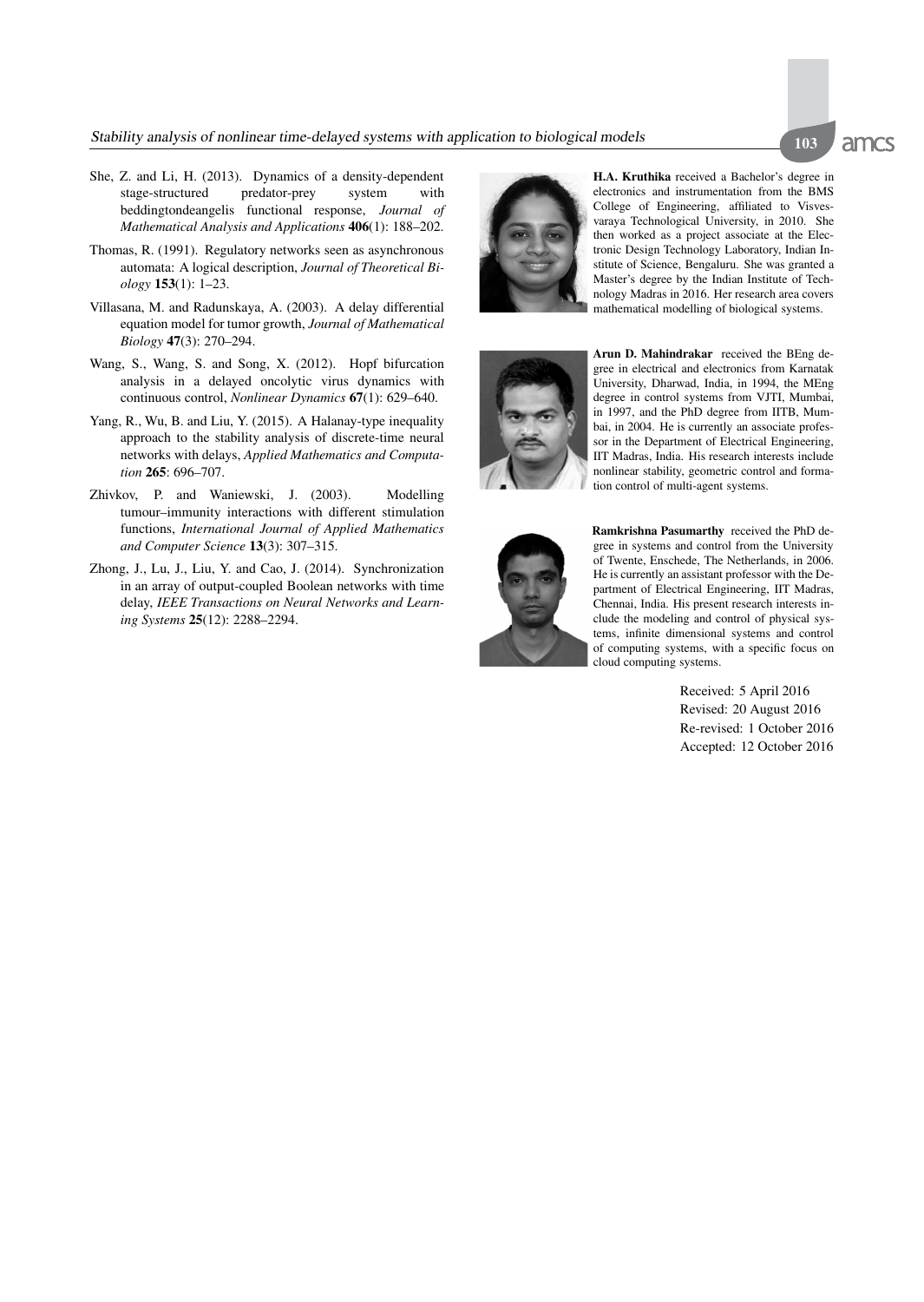She, Z. and Li, H. (2013). Dynamics of a density-dependent stage-structured predator-prey system with beddingtondeangelis functional response, *Journal of Mathematical Analysis and Applications* **406**(1): 188–202.

Thomas, R. (1991). Regulatory networks seen as asynchronous automata: A logical description, *Journal of Theoretical Biology* **153**(1): 1–23.

Villasana, M. and Radunskaya, A. (2003). A delay differential equation model for tumor growth, *Journal of Mathematical Biology* **47**(3): 270–294.

Wang, S., Wang, S. and Song, X. (2012). Hopf bifurcation analysis in a delayed oncolytic virus dynamics with continuous control, *Nonlinear Dynamics* **67**(1): 629–640.

Yang, R., Wu, B. and Liu, Y. (2015). A Halanay-type inequality approach to the stability analysis of discrete-time neural networks with delays, *Applied Mathematics and Computation* **265**: 696–707.

Zhivkov, P. and Waniewski, J. (2003). Modelling tumour–immunity interactions with different stimulation functions, *International Journal of Applied Mathematics and Computer Science* **13**(3): 307–315.

Zhong, J., Lu, J., Liu, Y. and Cao, J. (2014). Synchronization in an array of output-coupled Boolean networks with time delay, *IEEE Transactions on Neural Networks and Learning Systems* **25**(12): 2288–2294.

**H.A. Kruthika** received a Bachelor's degree in electronics and instrumentation from the BMS College of Engineering, affiliated to Visvesvaraya Technological University, in 2010. She then worked as a project associate at the Electronic Design Technology Laboratory, Indian Institute of Science, Bengaluru. She was granted a Master's degree by the Indian Institute of Technology Madras in 2016. Her research area covers mathematical modelling of biological systems.

**Arun D. Mahindrakar** received the BEng degree in electrical and electronics from Karnatak University, Dharwad, India, in 1994, the MEng degree in control systems from VJTI, Mumbai, in 1997, and the PhD degree from IITB, Mumbai, in 2004. He is currently an associate professor in the Department of Electrical Engineering, IIT Madras, India. His research interests include nonlinear stability, geometric control and formation control of multi-agent systems.

**Ramkrishna Pasumarthy** received the PhD degree in systems and control from the University of Twente, Enschede, The Netherlands, in 2006. He is currently an assistant professor with the Department of Electrical Engineering, IIT Madras, Chennai, India. His present research interests include the modeling and control of physical systems, infinite dimensional systems and control of computing systems, with a specific focus on cloud computing systems.

Received: 5 April 2016
Revised: 20 August 2016
Re-revised: 1 October 2016
Accepted: 12 October 2016